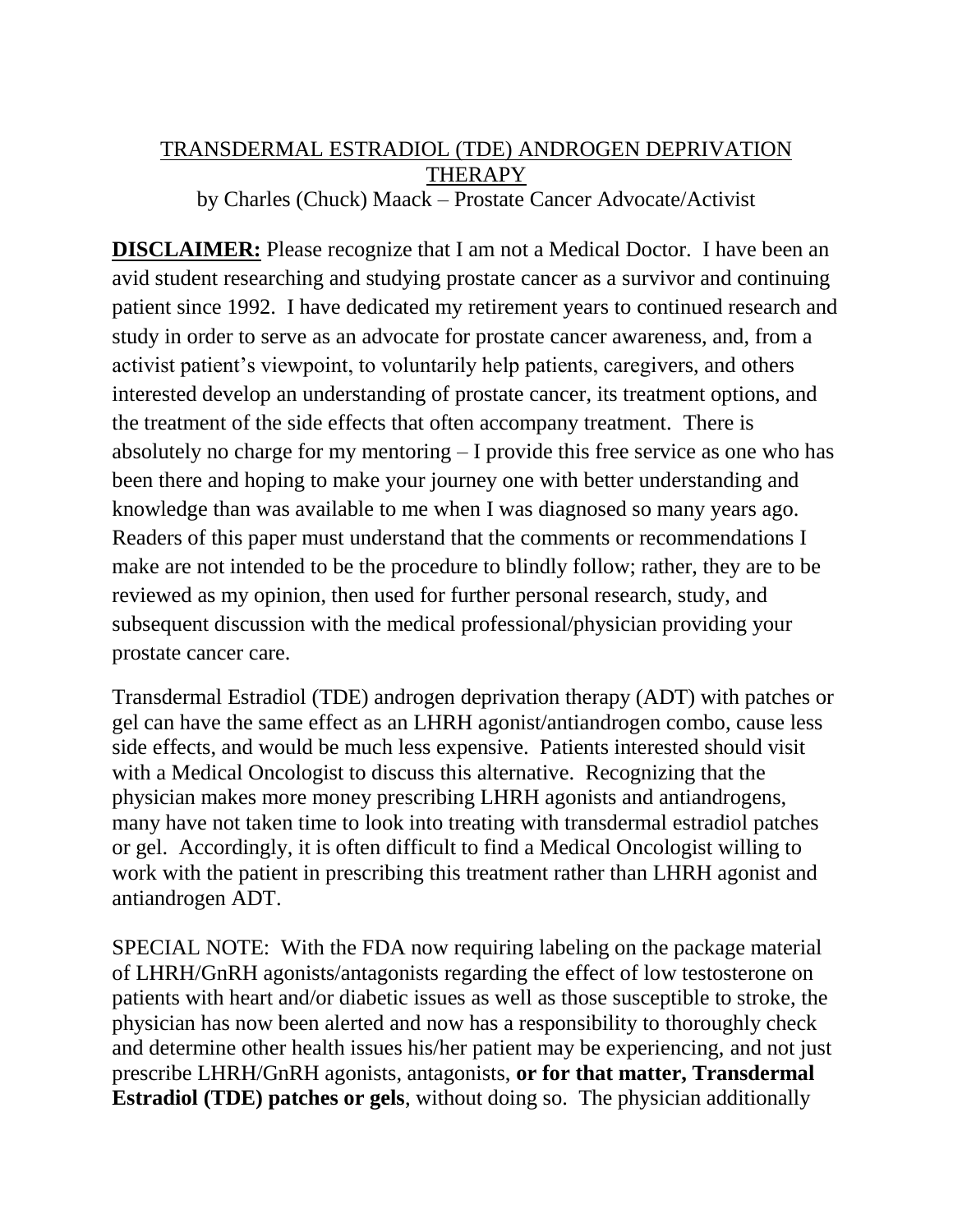# TRANSDERMAL ESTRADIOL (TDE) ANDROGEN DEPRIVATION THERAPY

by Charles (Chuck) Maack – Prostate Cancer Advocate/Activist

**DISCLAIMER:** Please recognize that I am not a Medical Doctor. I have been an avid student researching and studying prostate cancer as a survivor and continuing patient since 1992. I have dedicated my retirement years to continued research and study in order to serve as an advocate for prostate cancer awareness, and, from a activist patient's viewpoint, to voluntarily help patients, caregivers, and others interested develop an understanding of prostate cancer, its treatment options, and the treatment of the side effects that often accompany treatment. There is absolutely no charge for my mentoring – I provide this free service as one who has been there and hoping to make your journey one with better understanding and knowledge than was available to me when I was diagnosed so many years ago. Readers of this paper must understand that the comments or recommendations I make are not intended to be the procedure to blindly follow; rather, they are to be reviewed as my opinion, then used for further personal research, study, and subsequent discussion with the medical professional/physician providing your prostate cancer care.

Transdermal Estradiol (TDE) androgen deprivation therapy (ADT) with patches or gel can have the same effect as an LHRH agonist/antiandrogen combo, cause less side effects, and would be much less expensive. Patients interested should visit with a Medical Oncologist to discuss this alternative. Recognizing that the physician makes more money prescribing LHRH agonists and antiandrogens, many have not taken time to look into treating with transdermal estradiol patches or gel. Accordingly, it is often difficult to find a Medical Oncologist willing to work with the patient in prescribing this treatment rather than LHRH agonist and antiandrogen ADT.

SPECIAL NOTE: With the FDA now requiring labeling on the package material of LHRH/GnRH agonists/antagonists regarding the effect of low testosterone on patients with heart and/or diabetic issues as well as those susceptible to stroke, the physician has now been alerted and now has a responsibility to thoroughly check and determine other health issues his/her patient may be experiencing, and not just prescribe LHRH/GnRH agonists, antagonists, **or for that matter, Transdermal Estradiol (TDE) patches or gels**, without doing so. The physician additionally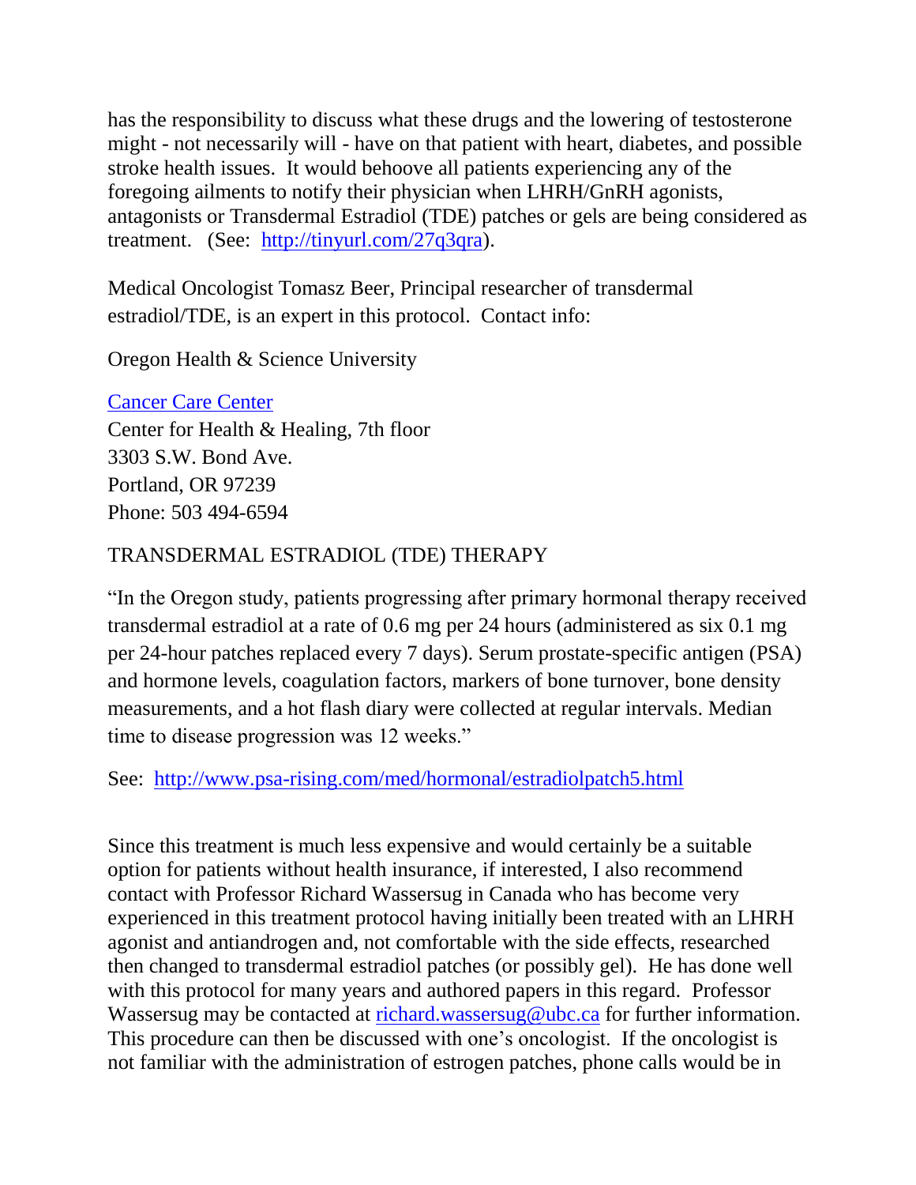has the responsibility to discuss what these drugs and the lowering of testosterone might - not necessarily will - have on that patient with heart, diabetes, and possible stroke health issues. It would behoove all patients experiencing any of the foregoing ailments to notify their physician when LHRH/GnRH agonists, antagonists or Transdermal Estradiol (TDE) patches or gels are being considered as treatment. (See: http://tinyurl.com/27q3qra).

Medical Oncologist Tomasz Beer, Principal researcher of transdermal estradiol/TDE, is an expert in this protocol. Contact info:

Oregon Health & Science University

Cancer Care Center
Center for Health & Healing, 7th floor
3303 S.W. Bond Ave.
Portland, OR 97239
Phone: 503 494-6594

TRANSDERMAL ESTRADIOL (TDE) THERAPY

"In the Oregon study, patients progressing after primary hormonal therapy received transdermal estradiol at a rate of 0.6 mg per 24 hours (administered as six 0.1 mg per 24-hour patches replaced every 7 days). Serum prostate-specific antigen (PSA) and hormone levels, coagulation factors, markers of bone turnover, bone density measurements, and a hot flash diary were collected at regular intervals. Median time to disease progression was 12 weeks."

See: http://www.psa-rising.com/med/hormonal/estradiolpatch5.html

Since this treatment is much less expensive and would certainly be a suitable option for patients without health insurance, if interested, I also recommend contact with Professor Richard Wassersug in Canada who has become very experienced in this treatment protocol having initially been treated with an LHRH agonist and antiandrogen and, not comfortable with the side effects, researched then changed to transdermal estradiol patches (or possibly gel). He has done well with this protocol for many years and authored papers in this regard. Professor Wassersug may be contacted at richard.wassersug@ubc.ca for further information. This procedure can then be discussed with one's oncologist. If the oncologist is not familiar with the administration of estrogen patches, phone calls would be in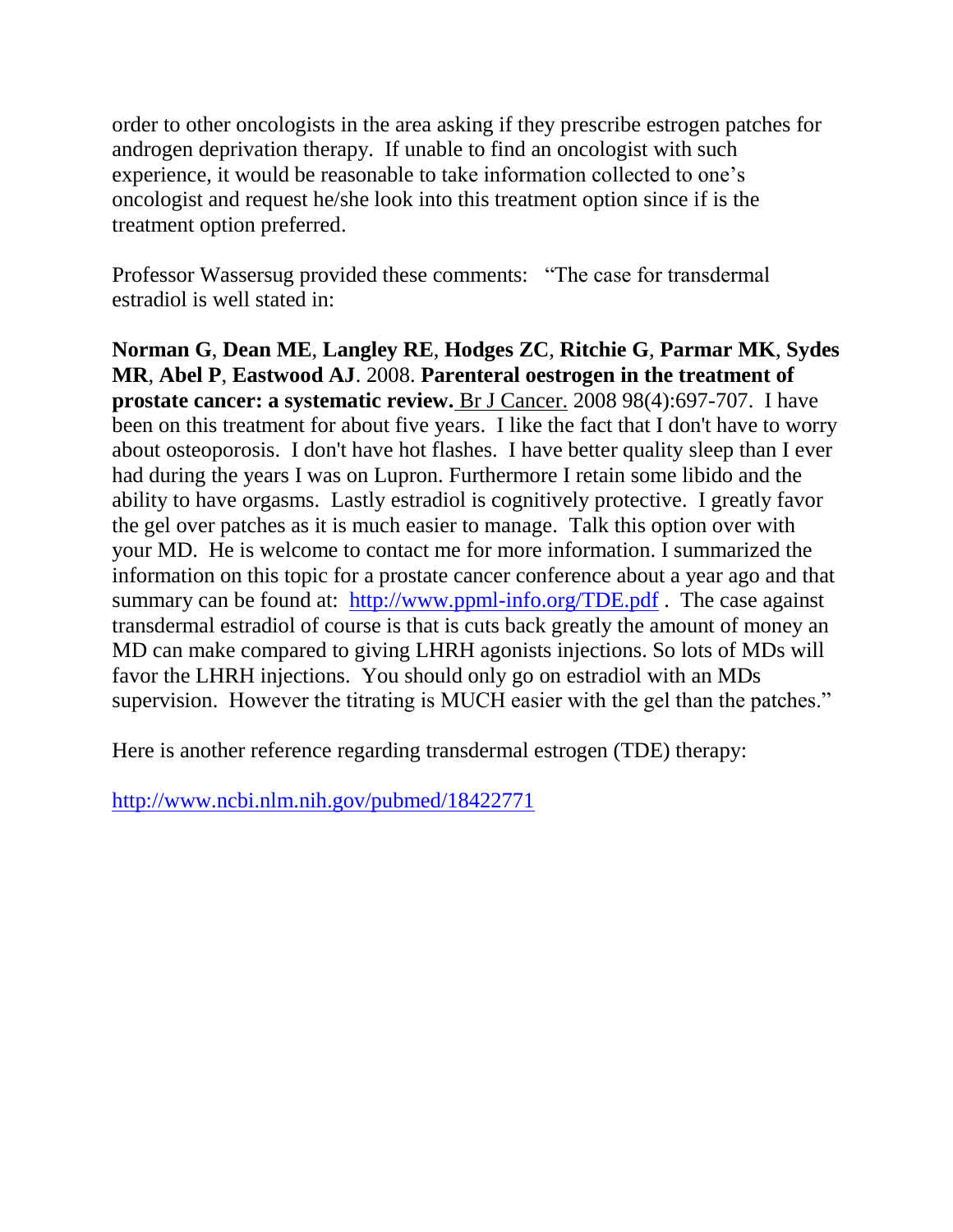order to other oncologists in the area asking if they prescribe estrogen patches for androgen deprivation therapy. If unable to find an oncologist with such experience, it would be reasonable to take information collected to one's oncologist and request he/she look into this treatment option since if is the treatment option preferred.

Professor Wassersug provided these comments: "The case for transdermal estradiol is well stated in:

**Norman G**, **Dean ME**, **Langley RE**, **Hodges ZC**, **Ritchie G**, **Parmar MK**, **Sydes MR**, **Abel P**, **Eastwood AJ**. 2008. **Parenteral oestrogen in the treatment of prostate cancer: a systematic review.** Br J Cancer. 2008 98(4):697-707. I have been on this treatment for about five years. I like the fact that I don't have to worry about osteoporosis. I don't have hot flashes. I have better quality sleep than I ever had during the years I was on Lupron. Furthermore I retain some libido and the ability to have orgasms. Lastly estradiol is cognitively protective. I greatly favor the gel over patches as it is much easier to manage. Talk this option over with your MD. He is welcome to contact me for more information. I summarized the information on this topic for a prostate cancer conference about a year ago and that summary can be found at: http://www.ppml-info.org/TDE.pdf . The case against transdermal estradiol of course is that is cuts back greatly the amount of money an MD can make compared to giving LHRH agonists injections. So lots of MDs will favor the LHRH injections. You should only go on estradiol with an MDs supervision. However the titrating is MUCH easier with the gel than the patches."

Here is another reference regarding transdermal estrogen (TDE) therapy:

http://www.ncbi.nlm.nih.gov/pubmed/18422771